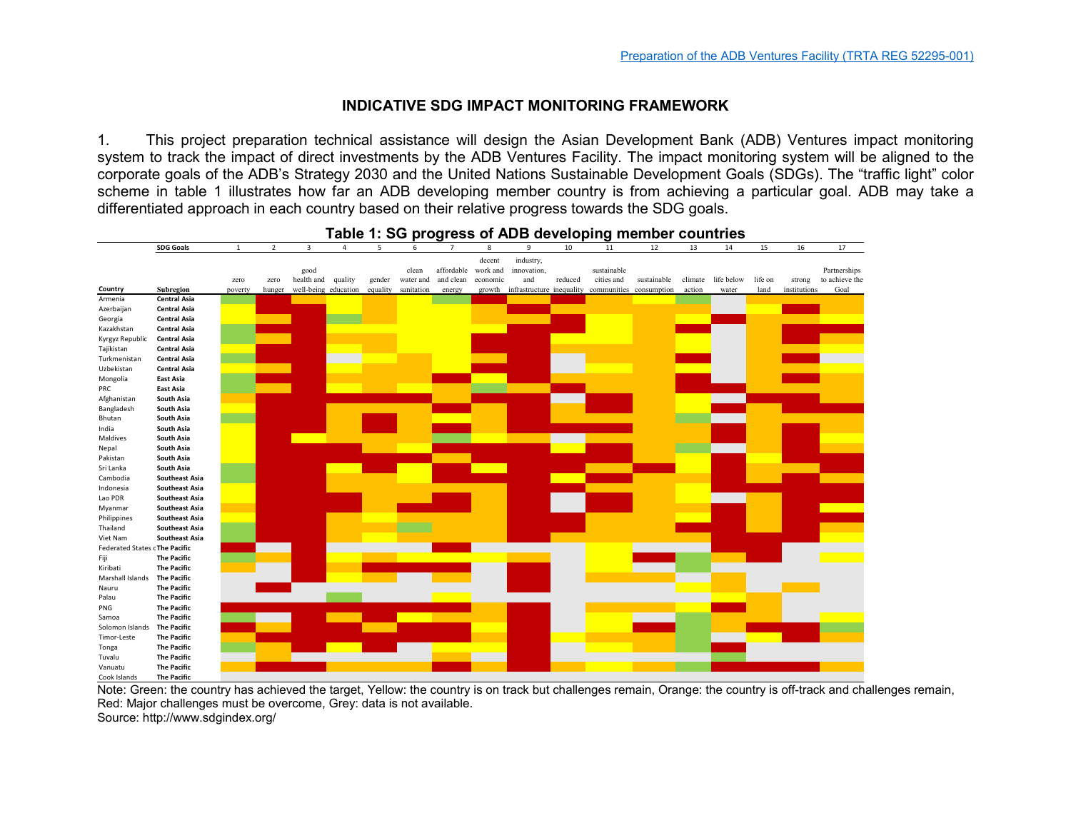## INDICATIVE SDG IMPACT MONITORING FRAMEWORK

1. This project preparation technical assistance will design the Asian Development Bank (ADB) Ventures impact monitoring system to track the impact of direct investments by the ADB Ventures Facility. The impact monitoring system will be aligned to the corporate goals of the ADB's Strategy 2030 and the United Nations Sustainable Development Goals (SDGs). The "traffic light" color scheme in table 1 illustrates how far an ADB developing member country is from achieving a particular goal. ADB may take a differentiated approach in each country based on their relative progress towards the SDG goals.

**Table 1: SG progress of ADB developing member countries**

| | SDG Goals | 1 | 2 | 3 | 4 | 5 | 6 | 7 | 8 | 9 | 10 | 11 | 12 | 13 | 14 | 15 | 16 | 17 |
|---|---|---|---|---|---|---|---|---|---|---|---|---|---|---|---|---|---|---|
| Country | Subregion | zero poverty | zero hunger | good health and well-being | quality education | gender equality | clean water and sanitation | affordable and clean energy | decent work and economic growth | industry, innovation, and infrastructure | reduced inequality | sustainable cities and communities | sustainable consumption | climate action | life below water | life on land | strong institutions | Partnerships to achieve the Goal |
| Armenia | Central Asia | | | | | | | | | | | | | | | | | |
| Azerbaijan | Central Asia | | | | | | | | | | | | | | | | | |
| Georgia | Central Asia | | | | | | | | | | | | | | | | | |
| Kazakhstan | Central Asia | | | | | | | | | | | | | | | | | |
| Kyrgyz Republic | Central Asia | | | | | | | | | | | | | | | | | |
| Tajikistan | Central Asia | | | | | | | | | | | | | | | | | |
| Turkmenistan | Central Asia | | | | | | | | | | | | | | | | | |
| Uzbekistan | Central Asia | | | | | | | | | | | | | | | | | |
| Mongolia | East Asia | | | | | | | | | | | | | | | | | |
| PRC | East Asia | | | | | | | | | | | | | | | | | |
| Afghanistan | South Asia | | | | | | | | | | | | | | | | | |
| Bangladesh | South Asia | | | | | | | | | | | | | | | | | |
| Bhutan | South Asia | | | | | | | | | | | | | | | | | |
| India | South Asia | | | | | | | | | | | | | | | | | |
| Maldives | South Asia | | | | | | | | | | | | | | | | | |
| Nepal | South Asia | | | | | | | | | | | | | | | | | |
| Pakistan | South Asia | | | | | | | | | | | | | | | | | |
| Sri Lanka | South Asia | | | | | | | | | | | | | | | | | |
| Cambodia | Southeast Asia | | | | | | | | | | | | | | | | | |
| Indonesia | Southeast Asia | | | | | | | | | | | | | | | | | |
| Lao PDR | Southeast Asia | | | | | | | | | | | | | | | | | |
| Myanmar | Southeast Asia | | | | | | | | | | | | | | | | | |
| Philippines | Southeast Asia | | | | | | | | | | | | | | | | | |
| Thailand | Southeast Asia | | | | | | | | | | | | | | | | | |
| Viet Nam | Southeast Asia | | | | | | | | | | | | | | | | | |
| Federated States o | The Pacific | | | | | | | | | | | | | | | | | |
| Fiji | The Pacific | | | | | | | | | | | | | | | | | |
| Kiribati | The Pacific | | | | | | | | | | | | | | | | | |
| Marshall Islands | The Pacific | | | | | | | | | | | | | | | | | |
| Nauru | The Pacific | | | | | | | | | | | | | | | | | |
| Palau | The Pacific | | | | | | | | | | | | | | | | | |
| PNG | The Pacific | | | | | | | | | | | | | | | | | |
| Samoa | The Pacific | | | | | | | | | | | | | | | | | |
| Solomon Islands | The Pacific | | | | | | | | | | | | | | | | | |
| Timor-Leste | The Pacific | | | | | | | | | | | | | | | | | |
| Tonga | The Pacific | | | | | | | | | | | | | | | | | |
| Tuvalu | The Pacific | | | | | | | | | | | | | | | | | |
| Vanuatu | The Pacific | | | | | | | | | | | | | | | | | |
| Cook Islands | The Pacific | | | | | | | | | | | | | | | | | |

Note: Green: the country has achieved the target, Yellow: the country is on track but challenges remain, Orange: the country is off-track and challenges remain, Red: Major challenges must be overcome, Grey: data is not available.
Source: http://www.sdgindex.org/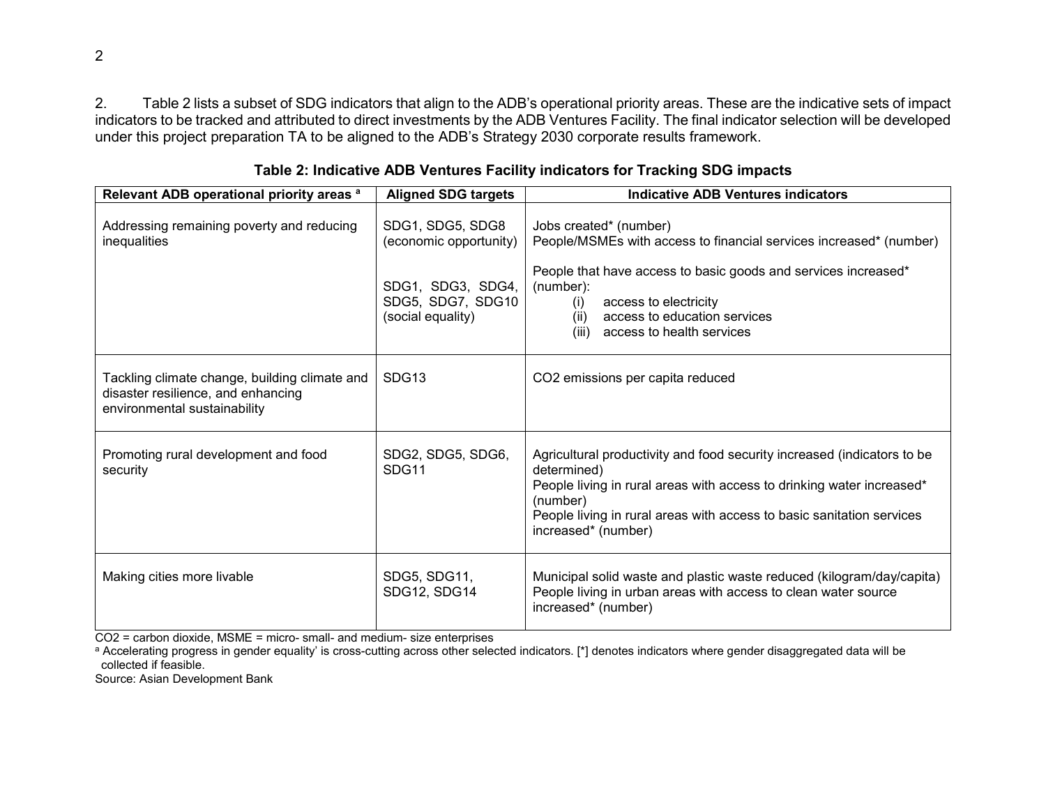2. Table 2 lists a subset of SDG indicators that align to the ADB's operational priority areas. These are the indicative sets of impact indicators to be tracked and attributed to direct investments by the ADB Ventures Facility. The final indicator selection will be developed under this project preparation TA to be aligned to the ADB's Strategy 2030 corporate results framework.

**Table 2: Indicative ADB Ventures Facility indicators for Tracking SDG impacts**

| Relevant ADB operational priority areas [a] | Aligned SDG targets | Indicative ADB Ventures indicators |
|---|---|---|
| Addressing remaining poverty and reducing inequalities | SDG1, SDG5, SDG8 (economic opportunity)<br><br>SDG1, SDG3, SDG4, SDG5, SDG7, SDG10 (social equality) | Jobs created* (number)<br>People/MSMEs with access to financial services increased* (number)<br><br>People that have access to basic goods and services increased* (number):<br>(i) access to electricity<br>(ii) access to education services<br>(iii) access to health services |
| Tackling climate change, building climate and disaster resilience, and enhancing environmental sustainability | SDG13 | $CO_2$ emissions per capita reduced |
| Promoting rural development and food security | SDG2, SDG5, SDG6, SDG11 | Agricultural productivity and food security increased (indicators to be determined)<br>People living in rural areas with access to drinking water increased* (number)<br>People living in rural areas with access to basic sanitation services increased* (number) |
| Making cities more livable | SDG5, SDG11, SDG12, SDG14 | Municipal solid waste and plastic waste reduced (kilogram/day/capita)<br>People living in urban areas with access to clean water source increased* (number) |

$CO_2$ = carbon dioxide, MSME = micro- small- and medium- size enterprises

[a] Accelerating progress in gender equality' is cross-cutting across other selected indicators. [*] denotes indicators where gender disaggregated data will be collected if feasible.

Source: Asian Development Bank